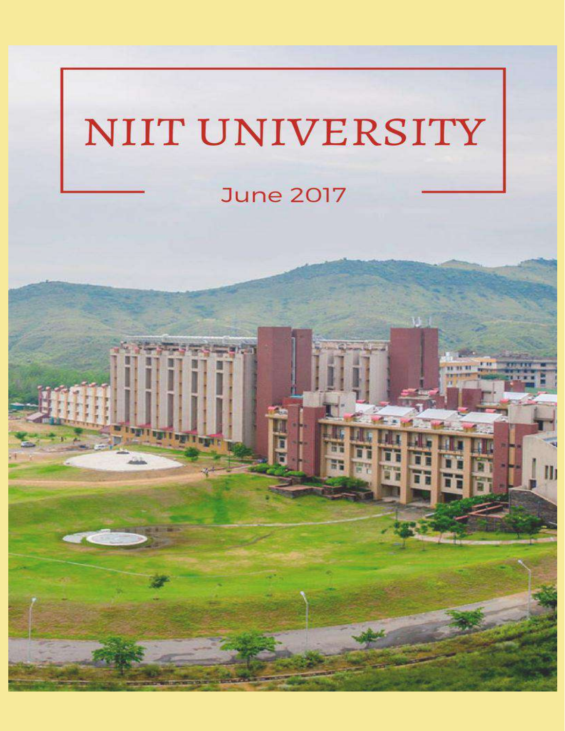# NIIT UNIVERSITY

June 2017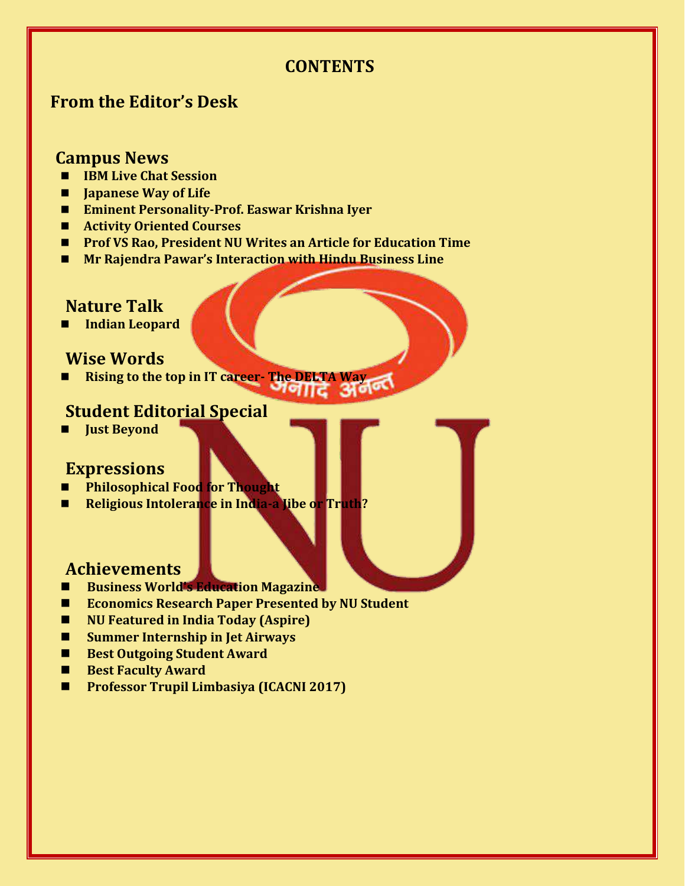# CONTENTS

## From the Editor's Desk

## Campus News

- IBM Live Chat Session
- Japanese Way of Life
- Eminent Personality-Prof. Easwar Krishna Iyer
- Activity Oriented Courses
- Prof VS Rao, President NU Writes an Article for Education Time
- Mr Rajendra Pawar's Interaction with Hindu Business Line

## Nature Talk

- Indian Leopard

## Wise Words

- Rising to the top in IT career- The DELTA Way

## Student Editorial Special

- Just Beyond

## Expressions

- Philosophical Food for Thought
- Religious Intolerance in India-a Jibe or Truth?

## Achievements

- Business World's Education Magazine
- Economics Research Paper Presented by NU Student
- NU Featured in India Today (Aspire)
- Summer Internship in Jet Airways
- Best Outgoing Student Award
- Best Faculty Award
- Professor Trupil Limbasiya (ICACNI 2017)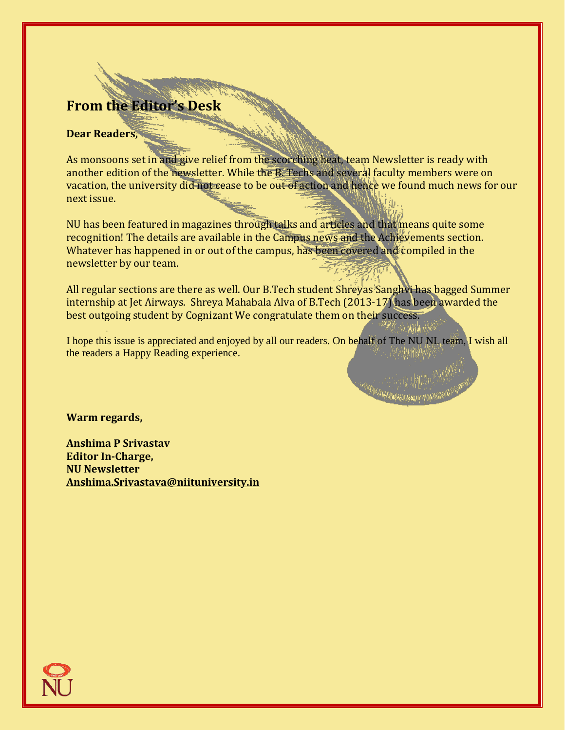## From the Editor's Desk

**Dear Readers,**

As monsoons set in and give relief from the scorching heat, team Newsletter is ready with another edition of the newsletter. While the B. Techs and several faculty members were on vacation, the university did not cease to be out of action and hence we found much news for our next issue.

NU has been featured in magazines through talks and articles and that means quite some recognition! The details are available in the Campus news and the Achievements section. Whatever has happened in or out of the campus, has been covered and compiled in the newsletter by our team.

All regular sections are there as well. Our B.Tech student Shreyas Sanghvi has bagged Summer internship at Jet Airways. Shreya Mahabala Alva of B.Tech (2013-17) has been awarded the best outgoing student by Cognizant We congratulate them on their success.

I hope this issue is appreciated and enjoyed by all our readers. On behalf of The NU NL team, I wish all the readers a Happy Reading experience.

**Warm regards,**

**Anshima P Srivastav**
**Editor In-Charge,**
**NU Newsletter**
**Anshima.Srivastava@niituniversity.in**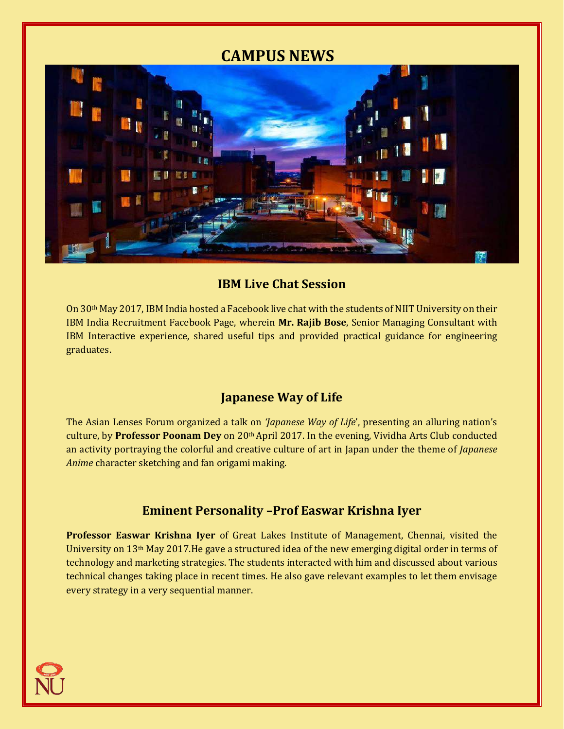# CAMPUS NEWS

## IBM Live Chat Session

On 30th May 2017, IBM India hosted a Facebook live chat with the students of NIIT University on their IBM India Recruitment Facebook Page, wherein **Mr. Rajib Bose**, Senior Managing Consultant with IBM Interactive experience, shared useful tips and provided practical guidance for engineering graduates.

## Japanese Way of Life

The Asian Lenses Forum organized a talk on *'Japanese Way of Life'*, presenting an alluring nation's culture, by **Professor Poonam Dey** on 20th April 2017. In the evening, Vividha Arts Club conducted an activity portraying the colorful and creative culture of art in Japan under the theme of *Japanese Anime* character sketching and fan origami making.

## Eminent Personality –Prof Easwar Krishna Iyer

**Professor Easwar Krishna Iyer** of Great Lakes Institute of Management, Chennai, visited the University on 13th May 2017.He gave a structured idea of the new emerging digital order in terms of technology and marketing strategies. The students interacted with him and discussed about various technical changes taking place in recent times. He also gave relevant examples to let them envisage every strategy in a very sequential manner.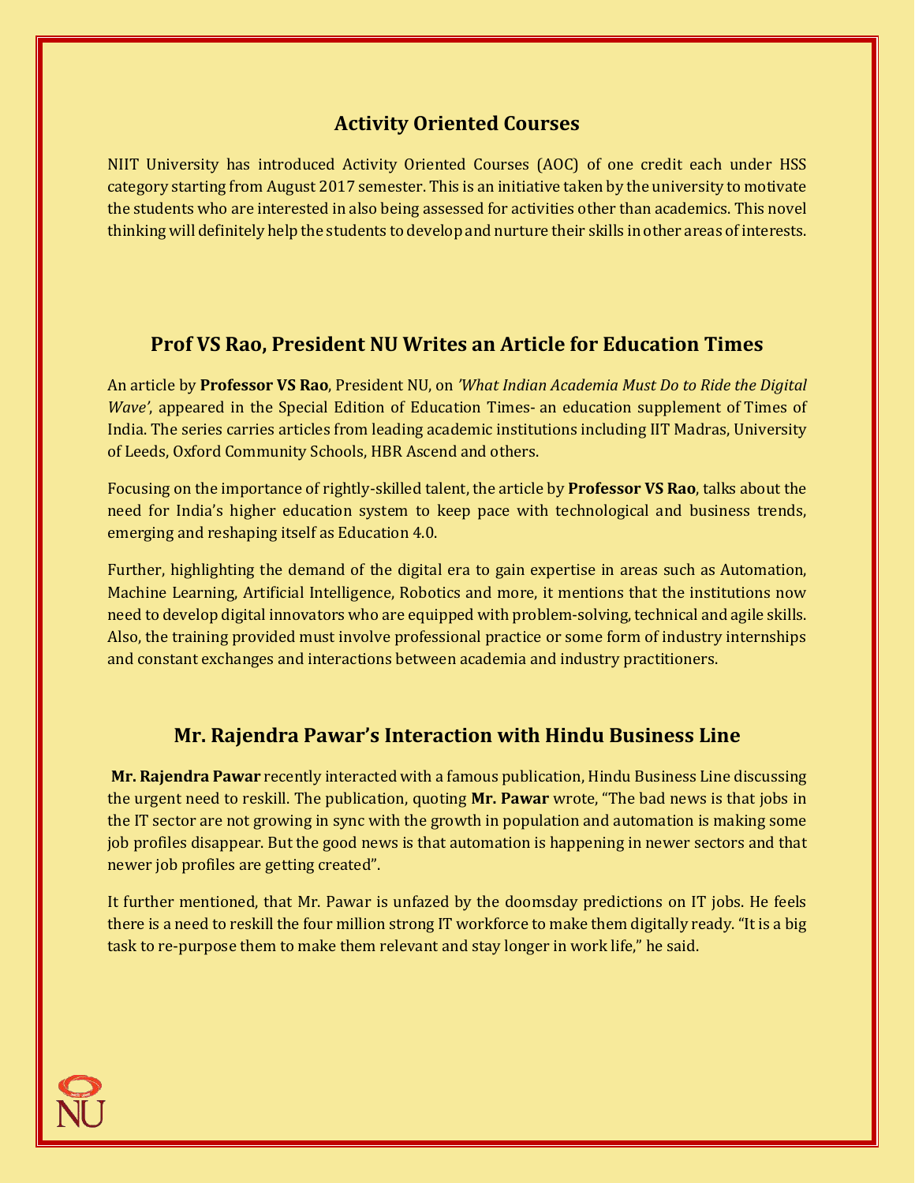## Activity Oriented Courses

NIIT University has introduced Activity Oriented Courses (AOC) of one credit each under HSS category starting from August 2017 semester. This is an initiative taken by the university to motivate the students who are interested in also being assessed for activities other than academics. This novel thinking will definitely help the students to develop and nurture their skills in other areas of interests.

## Prof VS Rao, President NU Writes an Article for Education Times

An article by **Professor VS Rao**, President NU, on *'What Indian Academia Must Do to Ride the Digital Wave'*, appeared in the Special Edition of Education Times- an education supplement of Times of India. The series carries articles from leading academic institutions including IIT Madras, University of Leeds, Oxford Community Schools, HBR Ascend and others.

Focusing on the importance of rightly-skilled talent, the article by **Professor VS Rao**, talks about the need for India's higher education system to keep pace with technological and business trends, emerging and reshaping itself as Education 4.0.

Further, highlighting the demand of the digital era to gain expertise in areas such as Automation, Machine Learning, Artificial Intelligence, Robotics and more, it mentions that the institutions now need to develop digital innovators who are equipped with problem-solving, technical and agile skills. Also, the training provided must involve professional practice or some form of industry internships and constant exchanges and interactions between academia and industry practitioners.

## Mr. Rajendra Pawar's Interaction with Hindu Business Line

**Mr. Rajendra Pawar** recently interacted with a famous publication, Hindu Business Line discussing the urgent need to reskill. The publication, quoting **Mr. Pawar** wrote, "The bad news is that jobs in the IT sector are not growing in sync with the growth in population and automation is making some job profiles disappear. But the good news is that automation is happening in newer sectors and that newer job profiles are getting created".

It further mentioned, that Mr. Pawar is unfazed by the doomsday predictions on IT jobs. He feels there is a need to reskill the four million strong IT workforce to make them digitally ready. "It is a big task to re-purpose them to make them relevant and stay longer in work life," he said.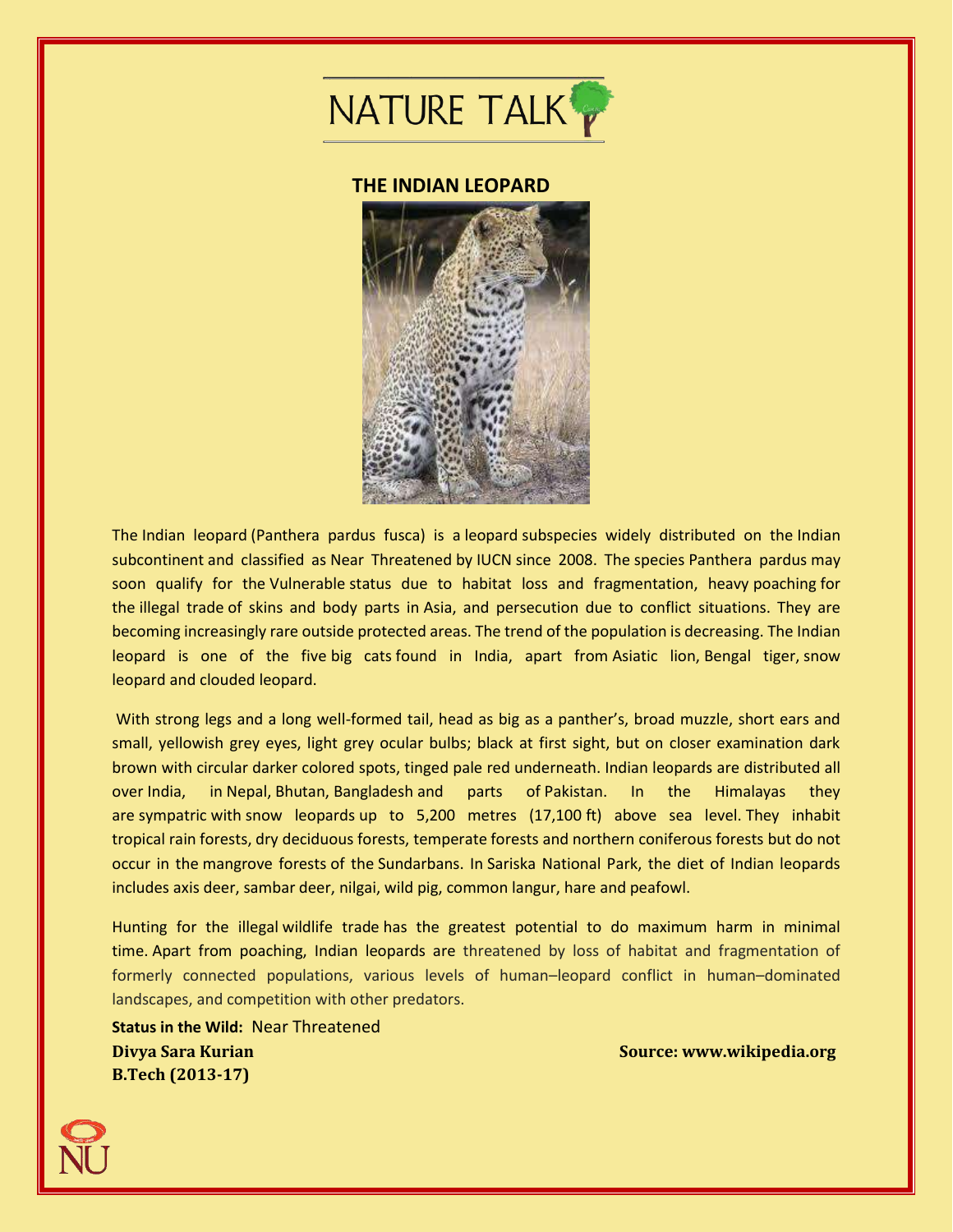# NATURE TALK

## THE INDIAN LEOPARD

The Indian leopard (Panthera pardus fusca) is a leopard subspecies widely distributed on the Indian subcontinent and classified as Near Threatened by IUCN since 2008. The species Panthera pardus may soon qualify for the Vulnerable status due to habitat loss and fragmentation, heavy poaching for the illegal trade of skins and body parts in Asia, and persecution due to conflict situations. They are becoming increasingly rare outside protected areas. The trend of the population is decreasing. The Indian leopard is one of the five big cats found in India, apart from Asiatic lion, Bengal tiger, snow leopard and clouded leopard.

With strong legs and a long well-formed tail, head as big as a panther's, broad muzzle, short ears and small, yellowish grey eyes, light grey ocular bulbs; black at first sight, but on closer examination dark brown with circular darker colored spots, tinged pale red underneath. Indian leopards are distributed all over India, in Nepal, Bhutan, Bangladesh and parts of Pakistan. In the Himalayas they are sympatric with snow leopards up to 5,200 metres (17,100 ft) above sea level. They inhabit tropical rain forests, dry deciduous forests, temperate forests and northern coniferous forests but do not occur in the mangrove forests of the Sundarbans. In Sariska National Park, the diet of Indian leopards includes axis deer, sambar deer, nilgai, wild pig, common langur, hare and peafowl.

Hunting for the illegal wildlife trade has the greatest potential to do maximum harm in minimal time. Apart from poaching, Indian leopards are threatened by loss of habitat and fragmentation of formerly connected populations, various levels of human–leopard conflict in human–dominated landscapes, and competition with other predators.

**Status in the Wild:** Near Threatened

**Divya Sara Kurian**
**B.Tech (2013-17)**

**Source: www.wikipedia.org**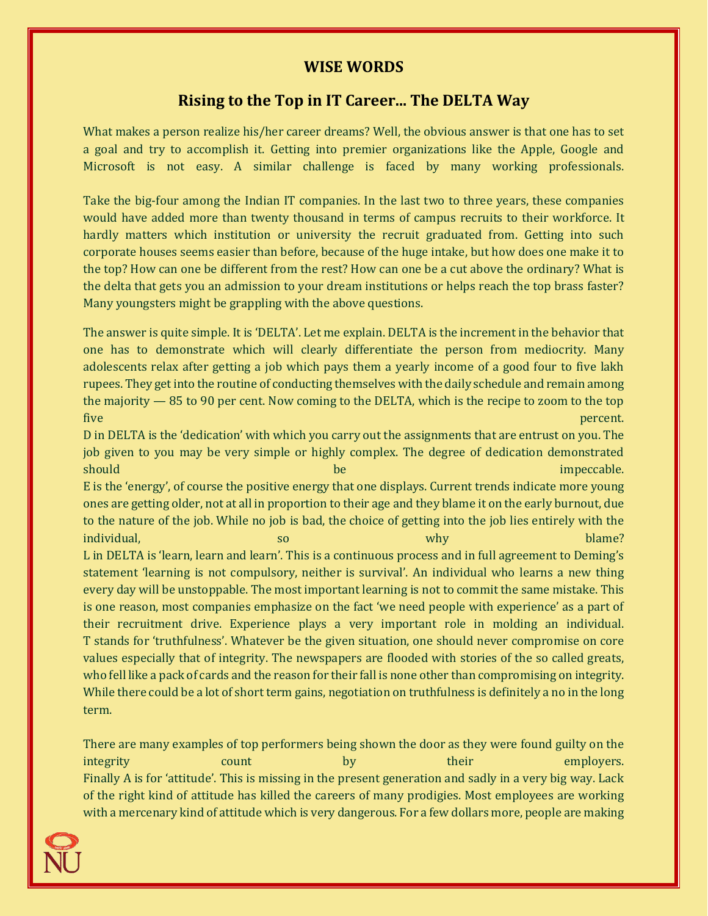## WISE WORDS

## Rising to the Top in IT Career... The DELTA Way

What makes a person realize his/her career dreams? Well, the obvious answer is that one has to set a goal and try to accomplish it. Getting into premier organizations like the Apple, Google and Microsoft is not easy. A similar challenge is faced by many working professionals.

Take the big-four among the Indian IT companies. In the last two to three years, these companies would have added more than twenty thousand in terms of campus recruits to their workforce. It hardly matters which institution or university the recruit graduated from. Getting into such corporate houses seems easier than before, because of the huge intake, but how does one make it to the top? How can one be different from the rest? How can one be a cut above the ordinary? What is the delta that gets you an admission to your dream institutions or helps reach the top brass faster? Many youngsters might be grappling with the above questions.

The answer is quite simple. It is 'DELTA'. Let me explain. DELTA is the increment in the behavior that one has to demonstrate which will clearly differentiate the person from mediocrity. Many adolescents relax after getting a job which pays them a yearly income of a good four to five lakh rupees. They get into the routine of conducting themselves with the daily schedule and remain among the majority — 85 to 90 per cent. Now coming to the DELTA, which is the recipe to zoom to the top five percent.

D in DELTA is the 'dedication' with which you carry out the assignments that are entrust on you. The job given to you may be very simple or highly complex. The degree of dedication demonstrated should be impeccable.

E is the 'energy', of course the positive energy that one displays. Current trends indicate more young ones are getting older, not at all in proportion to their age and they blame it on the early burnout, due to the nature of the job. While no job is bad, the choice of getting into the job lies entirely with the individual, so why blame?

L in DELTA is 'learn, learn and learn'. This is a continuous process and in full agreement to Deming's statement 'learning is not compulsory, neither is survival'. An individual who learns a new thing every day will be unstoppable. The most important learning is not to commit the same mistake. This is one reason, most companies emphasize on the fact 'we need people with experience' as a part of their recruitment drive. Experience plays a very important role in molding an individual.

T stands for 'truthfulness'. Whatever be the given situation, one should never compromise on core values especially that of integrity. The newspapers are flooded with stories of the so called greats, who fell like a pack of cards and the reason for their fall is none other than compromising on integrity. While there could be a lot of short term gains, negotiation on truthfulness is definitely a no in the long term.

There are many examples of top performers being shown the door as they were found guilty on the integrity count by their employers.

Finally A is for 'attitude'. This is missing in the present generation and sadly in a very big way. Lack of the right kind of attitude has killed the careers of many prodigies. Most employees are working with a mercenary kind of attitude which is very dangerous. For a few dollars more, people are making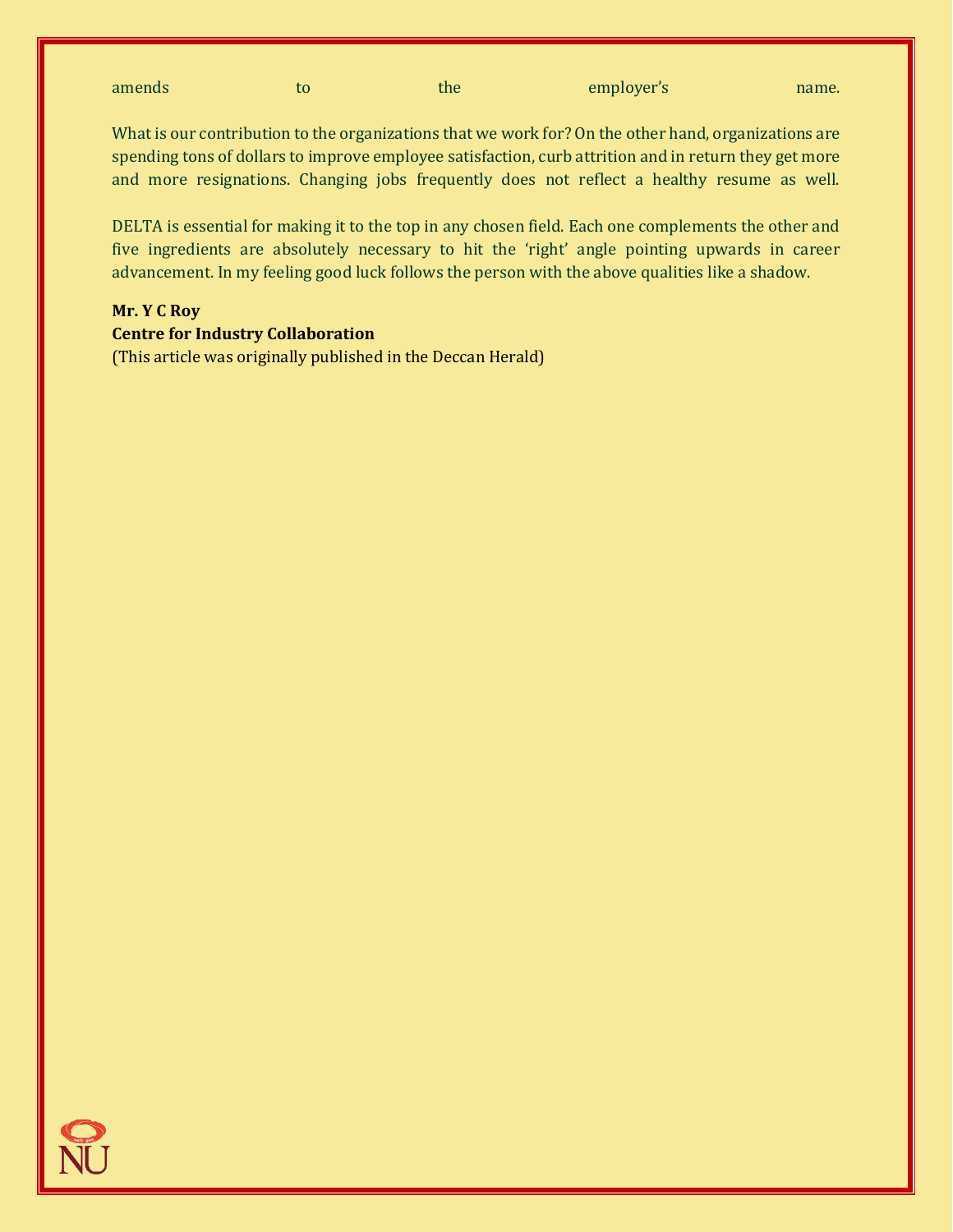amends to the employer's name.

What is our contribution to the organizations that we work for? On the other hand, organizations are spending tons of dollars to improve employee satisfaction, curb attrition and in return they get more and more resignations. Changing jobs frequently does not reflect a healthy resume as well.

DELTA is essential for making it to the top in any chosen field. Each one complements the other and five ingredients are absolutely necessary to hit the 'right' angle pointing upwards in career advancement. In my feeling good luck follows the person with the above qualities like a shadow.

**Mr. Y C Roy**
**Centre for Industry Collaboration**
(This article was originally published in the Deccan Herald)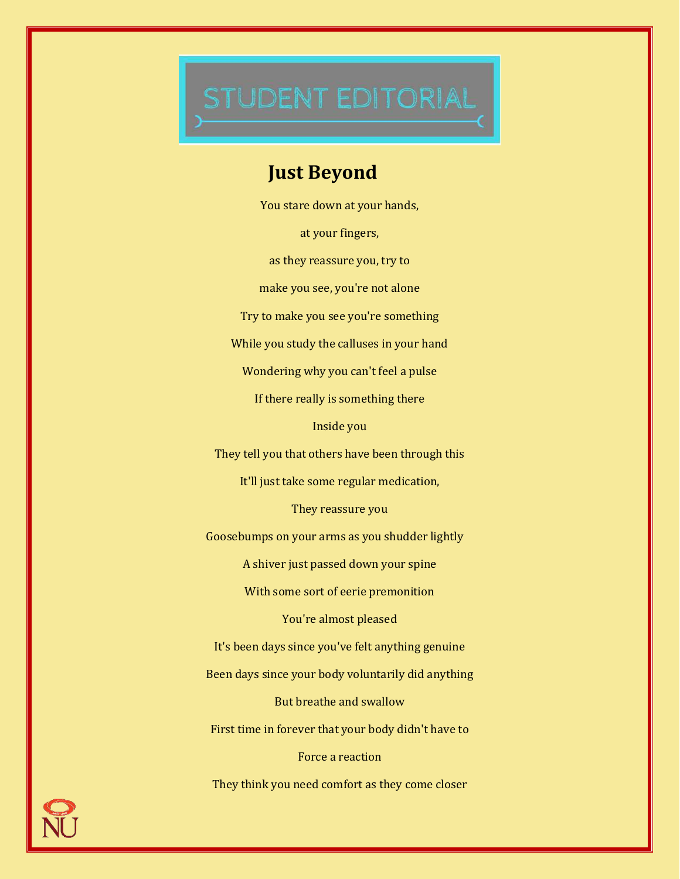STUDENT EDITORIAL

## Just Beyond

You stare down at your hands,

at your fingers,

as they reassure you, try to

make you see, you're not alone

Try to make you see you're something

While you study the calluses in your hand

Wondering why you can't feel a pulse

If there really is something there

Inside you

They tell you that others have been through this

It'll just take some regular medication,

They reassure you

Goosebumps on your arms as you shudder lightly

A shiver just passed down your spine

With some sort of eerie premonition

You're almost pleased

It's been days since you've felt anything genuine

Been days since your body voluntarily did anything

But breathe and swallow

First time in forever that your body didn't have to

Force a reaction

They think you need comfort as they come closer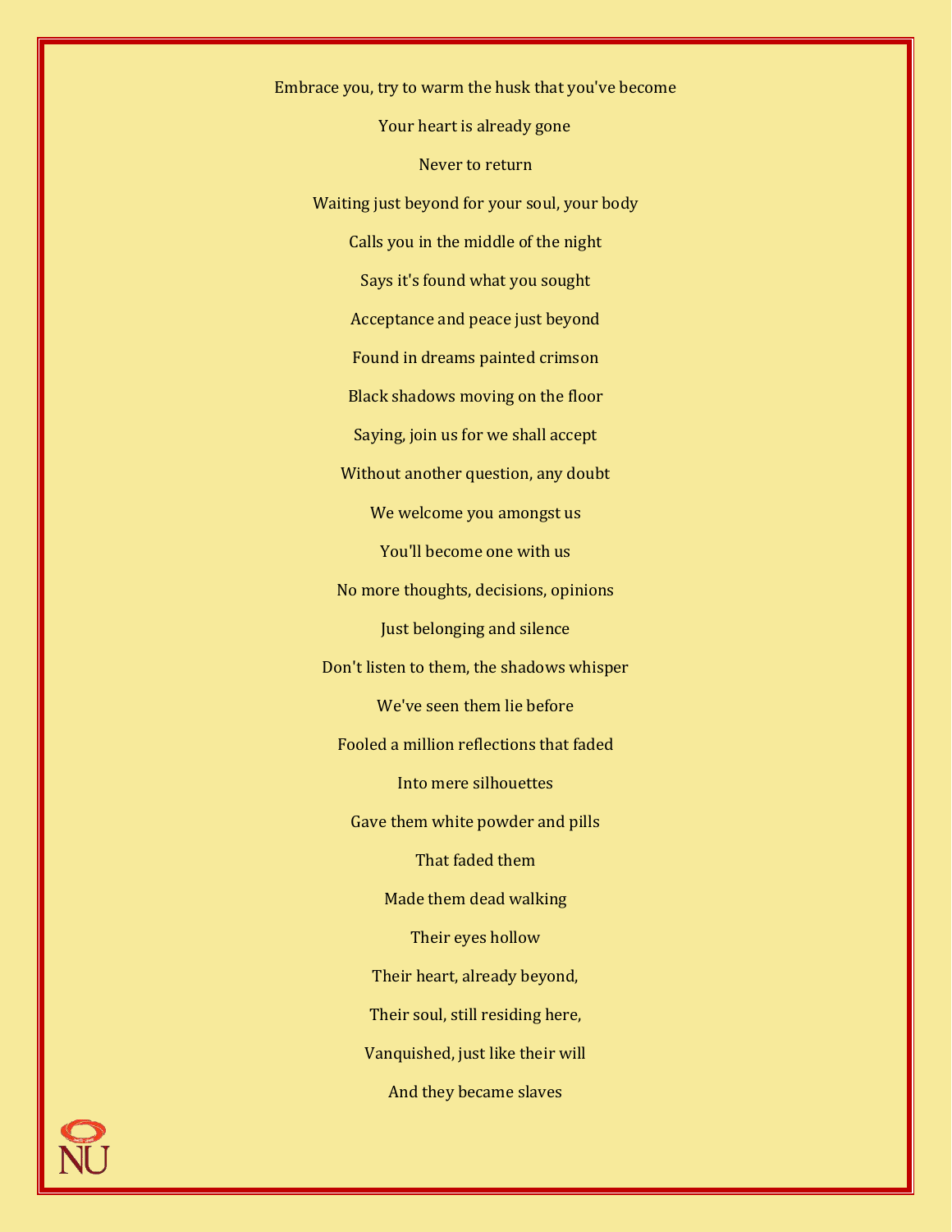Embrace you, try to warm the husk that you've become

Your heart is already gone

Never to return

Waiting just beyond for your soul, your body

Calls you in the middle of the night

Says it's found what you sought

Acceptance and peace just beyond

Found in dreams painted crimson

Black shadows moving on the floor

Saying, join us for we shall accept

Without another question, any doubt

We welcome you amongst us

You'll become one with us

No more thoughts, decisions, opinions

Just belonging and silence

Don't listen to them, the shadows whisper

We've seen them lie before

Fooled a million reflections that faded

Into mere silhouettes

Gave them white powder and pills

That faded them

Made them dead walking

Their eyes hollow

Their heart, already beyond,

Their soul, still residing here,

Vanquished, just like their will

And they became slaves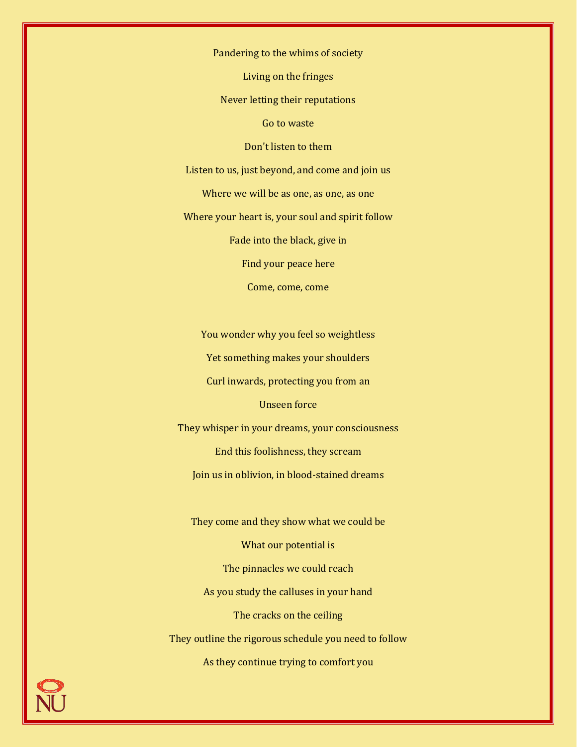Pandering to the whims of society

Living on the fringes

Never letting their reputations

Go to waste

Don't listen to them

Listen to us, just beyond, and come and join us

Where we will be as one, as one, as one

Where your heart is, your soul and spirit follow

Fade into the black, give in

Find your peace here

Come, come, come

You wonder why you feel so weightless

Yet something makes your shoulders

Curl inwards, protecting you from an

Unseen force

They whisper in your dreams, your consciousness

End this foolishness, they scream

Join us in oblivion, in blood-stained dreams

They come and they show what we could be

What our potential is

The pinnacles we could reach

As you study the calluses in your hand

The cracks on the ceiling

They outline the rigorous schedule you need to follow

As they continue trying to comfort you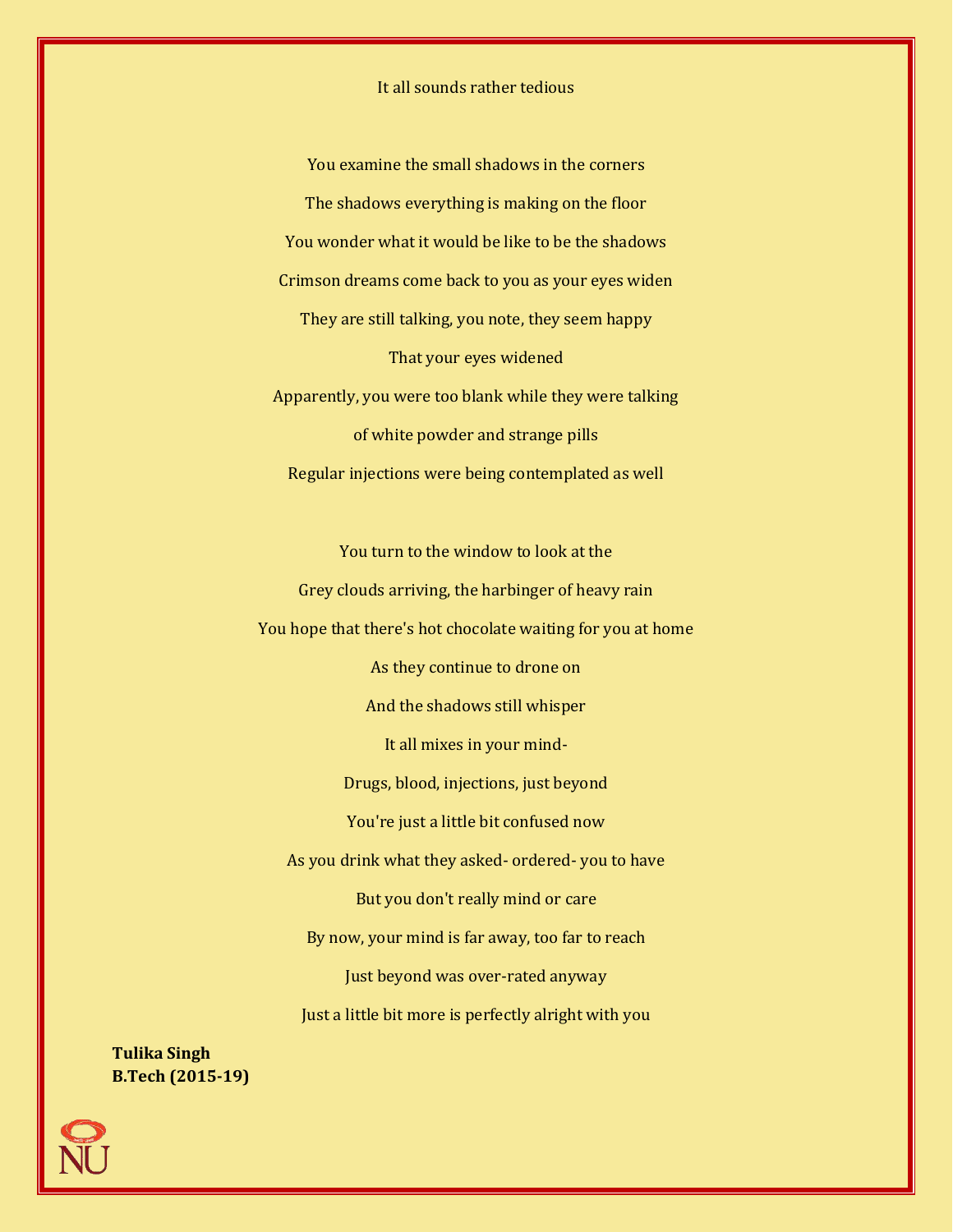## It all sounds rather tedious

You examine the small shadows in the corners

The shadows everything is making on the floor

You wonder what it would be like to be the shadows

Crimson dreams come back to you as your eyes widen

They are still talking, you note, they seem happy

That your eyes widened

Apparently, you were too blank while they were talking

of white powder and strange pills

Regular injections were being contemplated as well

You turn to the window to look at the

Grey clouds arriving, the harbinger of heavy rain

You hope that there's hot chocolate waiting for you at home

As they continue to drone on

And the shadows still whisper

It all mixes in your mind-

Drugs, blood, injections, just beyond

You're just a little bit confused now

As you drink what they asked- ordered- you to have

But you don't really mind or care

By now, your mind is far away, too far to reach

Just beyond was over-rated anyway

Just a little bit more is perfectly alright with you

**Tulika Singh**
**B.Tech (2015-19)**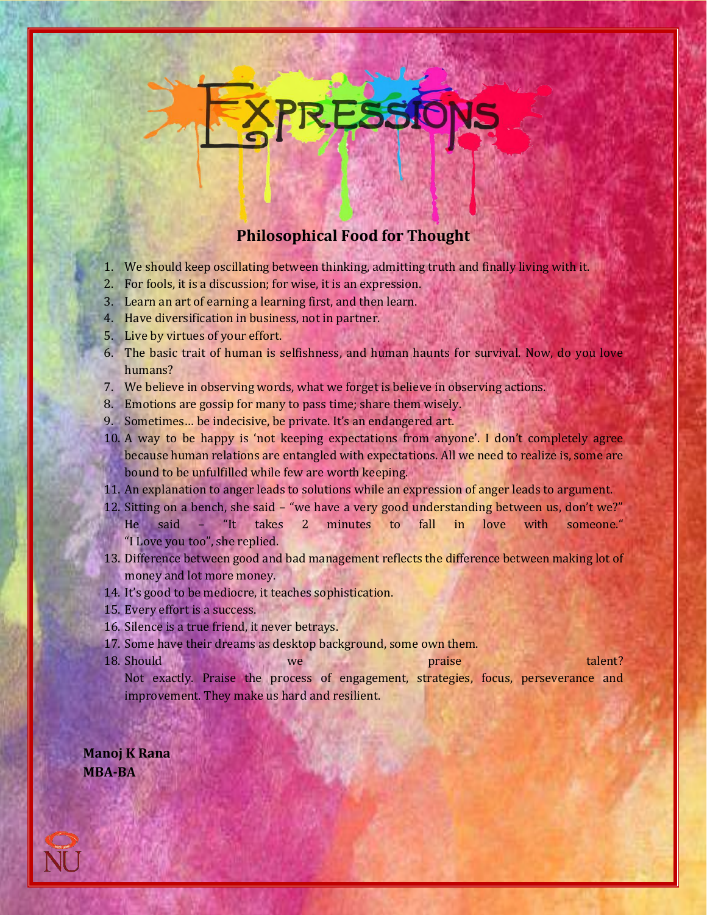# Expressions

## Philosophical Food for Thought

1. We should keep oscillating between thinking, admitting truth and finally living with it.
2. For fools, it is a discussion; for wise, it is an expression.
3. Learn an art of earning a learning first, and then learn.
4. Have diversification in business, not in partner.
5. Live by virtues of your effort.
6. The basic trait of human is selfishness, and human haunts for survival. Now, do you love humans?
7. We believe in observing words, what we forget is believe in observing actions.
8. Emotions are gossip for many to pass time; share them wisely.
9. Sometimes… be indecisive, be private. It's an endangered art.
10. A way to be happy is 'not keeping expectations from anyone'. I don't completely agree because human relations are entangled with expectations. All we need to realize is, some are bound to be unfulfilled while few are worth keeping.
11. An explanation to anger leads to solutions while an expression of anger leads to argument.
12. Sitting on a bench, she said – "we have a very good understanding between us, don't we?" He said – "It takes 2 minutes to fall in love with someone." "I Love you too", she replied.
13. Difference between good and bad management reflects the difference between making lot of money and lot more money.
14. It's good to be mediocre, it teaches sophistication.
15. Every effort is a success.
16. Silence is a true friend, it never betrays.
17. Some have their dreams as desktop background, some own them.
18. Should we praise talent? Not exactly. Praise the process of engagement, strategies, focus, perseverance and improvement. They make us hard and resilient.

**Manoj K Rana**
**MBA-BA**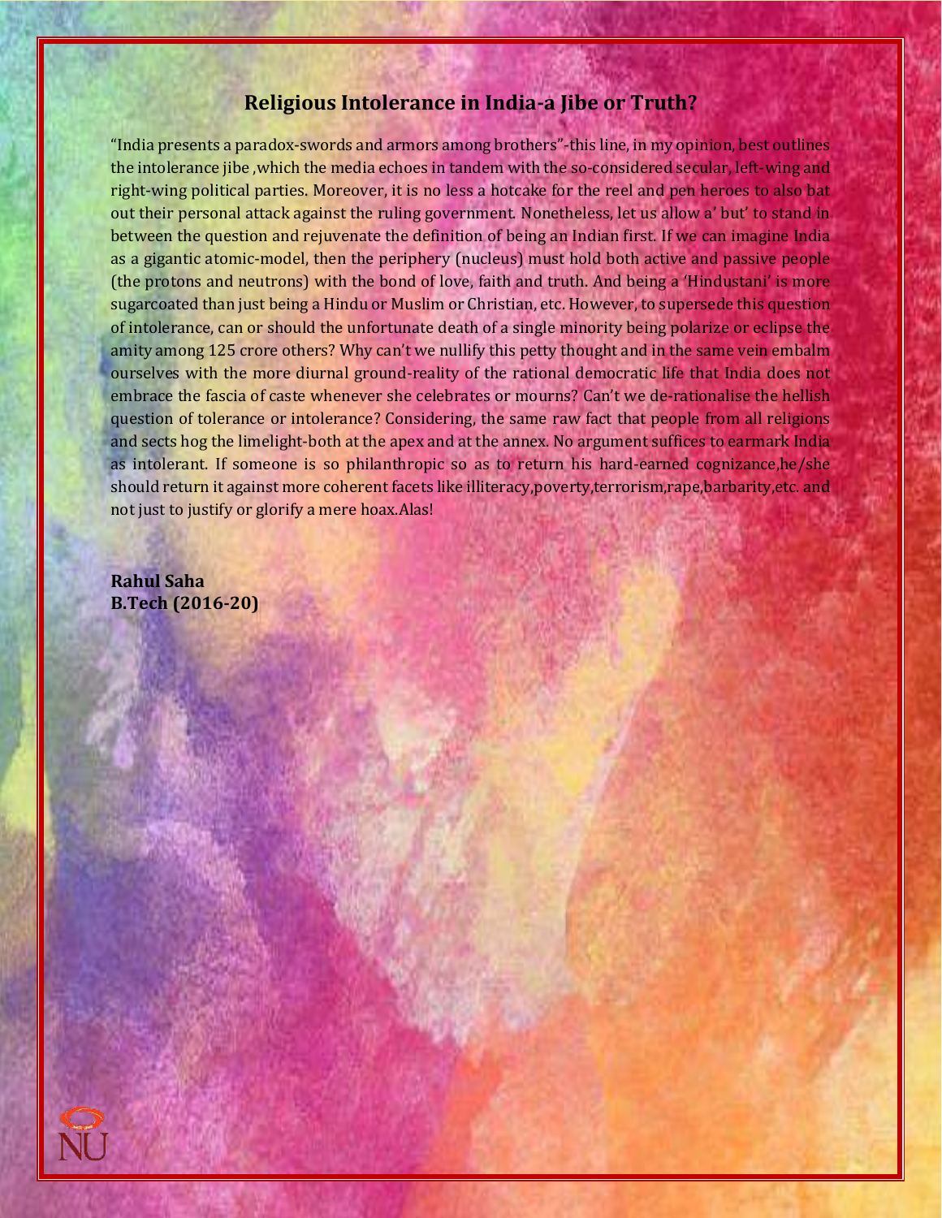## Religious Intolerance in India-a Jibe or Truth?

"India presents a paradox-swords and armors among brothers"-this line, in my opinion, best outlines the intolerance jibe ,which the media echoes in tandem with the so-considered secular, left-wing and right-wing political parties. Moreover, it is no less a hotcake for the reel and pen heroes to also bat out their personal attack against the ruling government. Nonetheless, let us allow a' but' to stand in between the question and rejuvenate the definition of being an Indian first. If we can imagine India as a gigantic atomic-model, then the periphery (nucleus) must hold both active and passive people (the protons and neutrons) with the bond of love, faith and truth. And being a 'Hindustani' is more sugarcoated than just being a Hindu or Muslim or Christian, etc. However, to supersede this question of intolerance, can or should the unfortunate death of a single minority being polarize or eclipse the amity among 125 crore others? Why can't we nullify this petty thought and in the same vein embalm ourselves with the more diurnal ground-reality of the rational democratic life that India does not embrace the fascia of caste whenever she celebrates or mourns? Can't we de-rationalise the hellish question of tolerance or intolerance? Considering, the same raw fact that people from all religions and sects hog the limelight-both at the apex and at the annex. No argument suffices to earmark India as intolerant. If someone is so philanthropic so as to return his hard-earned cognizance,he/she should return it against more coherent facets like illiteracy,poverty,terrorism,rape,barbarity,etc. and not just to justify or glorify a mere hoax.Alas!

**Rahul Saha**
**B.Tech (2016-20)**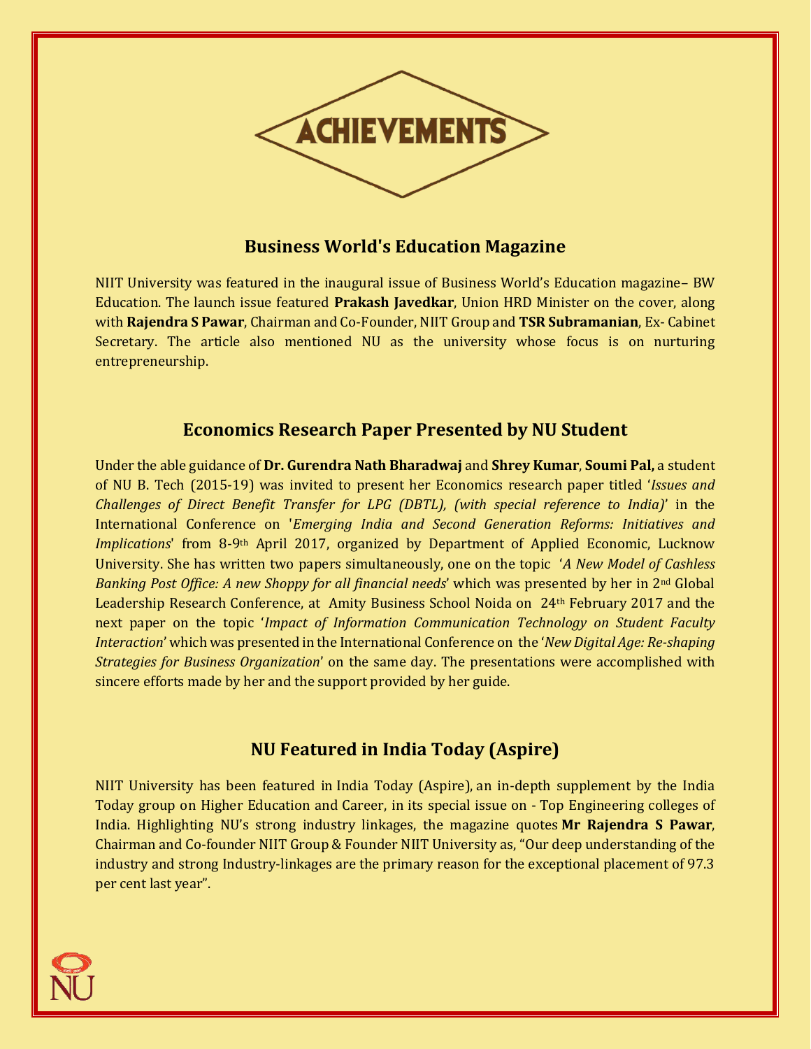# ACHIEVEMENTS

## Business World's Education Magazine

NIIT University was featured in the inaugural issue of Business World's Education magazine– BW Education. The launch issue featured **Prakash Javedkar**, Union HRD Minister on the cover, along with **Rajendra S Pawar**, Chairman and Co-Founder, NIIT Group and **TSR Subramanian**, Ex- Cabinet Secretary. The article also mentioned NU as the university whose focus is on nurturing entrepreneurship.

## Economics Research Paper Presented by NU Student

Under the able guidance of **Dr. Gurendra Nath Bharadwaj** and **Shrey Kumar**, **Soumi Pal,** a student of NU B. Tech (2015-19) was invited to present her Economics research paper titled '*Issues and Challenges of Direct Benefit Transfer for LPG (DBTL), (with special reference to India)*' in the International Conference on '*Emerging India and Second Generation Reforms: Initiatives and Implications*' from 8-9th April 2017, organized by Department of Applied Economic, Lucknow University. She has written two papers simultaneously, one on the topic '*A New Model of Cashless Banking Post Office: A new Shoppy for all financial needs*' which was presented by her in 2nd Global Leadership Research Conference, at Amity Business School Noida on 24th February 2017 and the next paper on the topic '*Impact of Information Communication Technology on Student Faculty Interaction*' which was presented in the International Conference on the '*New Digital Age: Re-shaping Strategies for Business Organization*' on the same day. The presentations were accomplished with sincere efforts made by her and the support provided by her guide.

## NU Featured in India Today (Aspire)

NIIT University has been featured in India Today (Aspire), an in-depth supplement by the India Today group on Higher Education and Career, in its special issue on - Top Engineering colleges of India. Highlighting NU's strong industry linkages, the magazine quotes **Mr Rajendra S Pawar**, Chairman and Co-founder NIIT Group & Founder NIIT University as, "Our deep understanding of the industry and strong Industry-linkages are the primary reason for the exceptional placement of 97.3 per cent last year".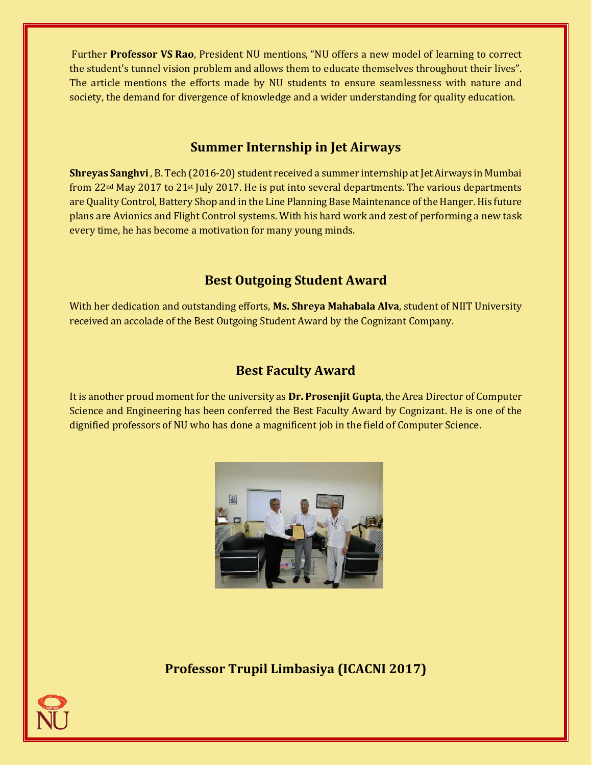Further **Professor VS Rao**, President NU mentions, "NU offers a new model of learning to correct the student's tunnel vision problem and allows them to educate themselves throughout their lives". The article mentions the efforts made by NU students to ensure seamlessness with nature and society, the demand for divergence of knowledge and a wider understanding for quality education.

## Summer Internship in Jet Airways

**Shreyas Sanghvi**, B. Tech (2016-20) student received a summer internship at Jet Airways in Mumbai from 22nd May 2017 to 21st July 2017. He is put into several departments. The various departments are Quality Control, Battery Shop and in the Line Planning Base Maintenance of the Hanger. His future plans are Avionics and Flight Control systems. With his hard work and zest of performing a new task every time, he has become a motivation for many young minds.

## Best Outgoing Student Award

With her dedication and outstanding efforts, **Ms. Shreya Mahabala Alva**, student of NIIT University received an accolade of the Best Outgoing Student Award by the Cognizant Company.

## Best Faculty Award

It is another proud moment for the university as **Dr. Prosenjit Gupta**, the Area Director of Computer Science and Engineering has been conferred the Best Faculty Award by Cognizant. He is one of the dignified professors of NU who has done a magnificent job in the field of Computer Science.

## Professor Trupil Limbasiya (ICACNI 2017)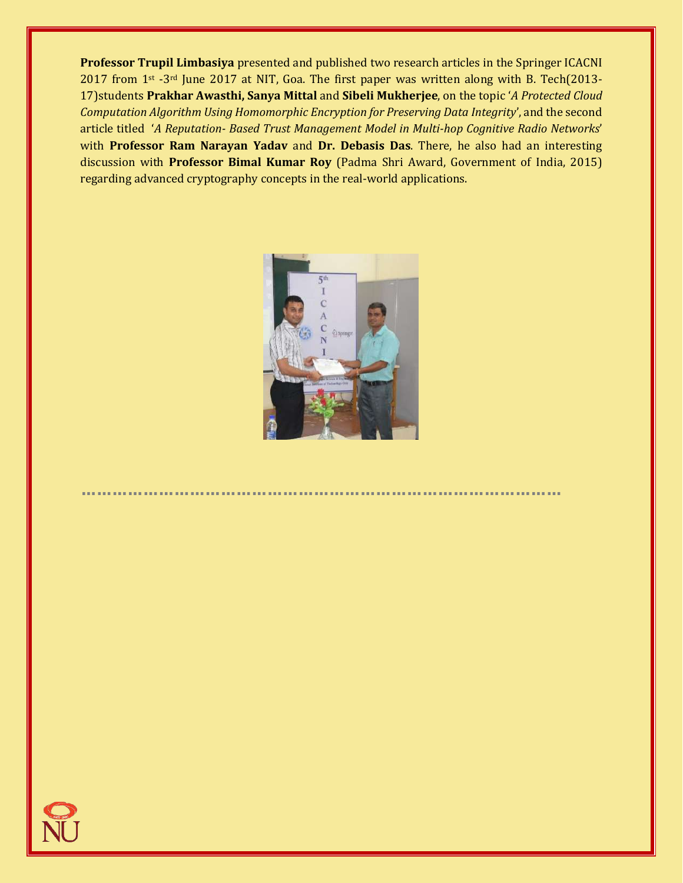**Professor Trupil Limbasiya** presented and published two research articles in the Springer ICACNI 2017 from 1st -3rd June 2017 at NIT, Goa. The first paper was written along with B. Tech(2013-17)students **Prakhar Awasthi, Sanya Mittal** and **Sibeli Mukherjee**, on the topic '*A Protected Cloud Computation Algorithm Using Homomorphic Encryption for Preserving Data Integrity*', and the second article titled '*A Reputation- Based Trust Management Model in Multi-hop Cognitive Radio Networks*' with **Professor Ram Narayan Yadav** and **Dr. Debasis Das**. There, he also had an interesting discussion with **Professor Bimal Kumar Roy** (Padma Shri Award, Government of India, 2015) regarding advanced cryptography concepts in the real-world applications.

……………………………………………………………………………………